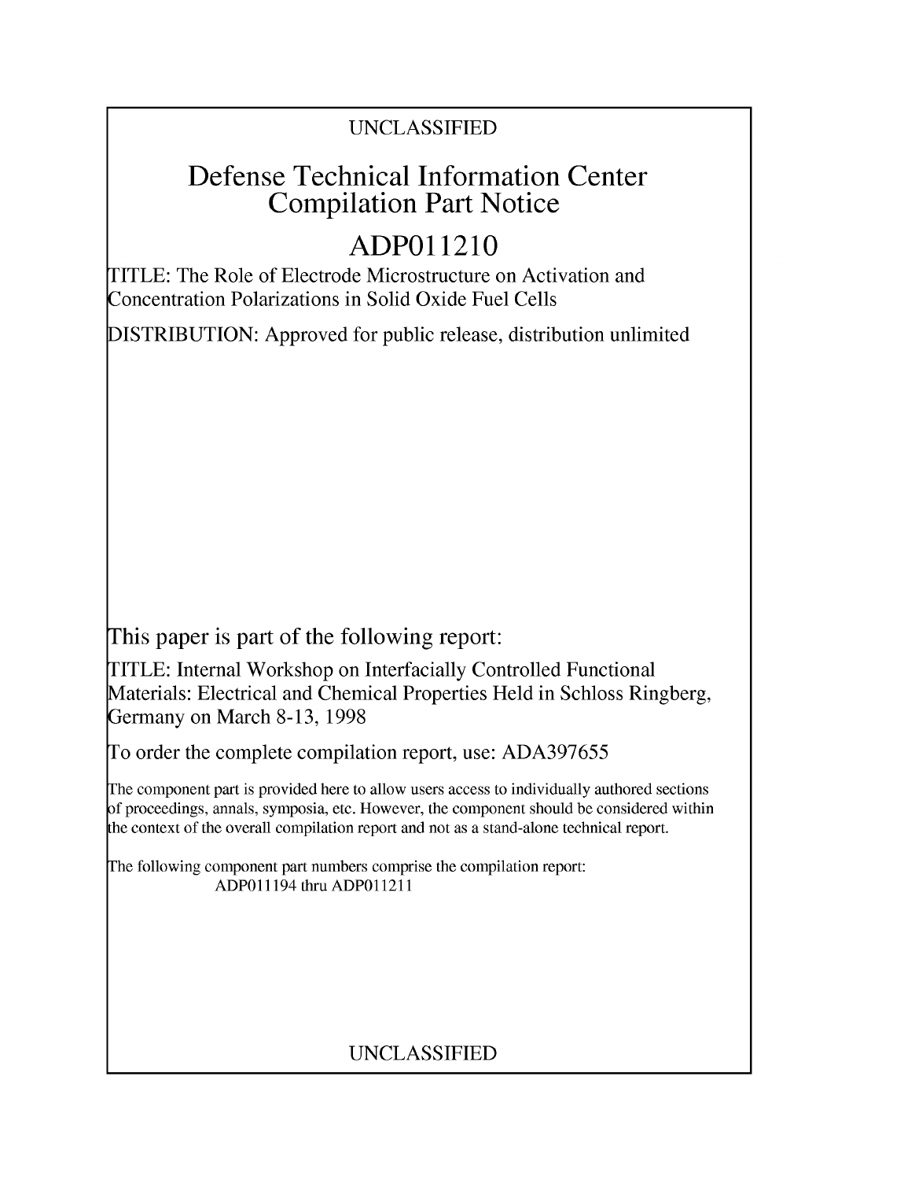UNCLASSIFIED

# Defense Technical Information Center Compilation Part Notice

# ADP011210

TITLE: The Role of Electrode Microstructure on Activation and Concentration Polarizations in Solid Oxide Fuel Cells

DISTRIBUTION: Approved for public release, distribution unlimited

This paper is part of the following report:

TITLE: Internal Workshop on Interfacially Controlled Functional Materials: Electrical and Chemical Properties Held in Schloss Ringberg, Germany on March 8-13, 1998

To order the complete compilation report, use: ADA397655

The component part is provided here to allow users access to individually authored sections of proceedings, annals, symposia, etc. However, the component should be considered within the context of the overall compilation report and not as a stand-alone technical report.

The following component part numbers comprise the compilation report:
ADP011194 thru ADP011211

UNCLASSIFIED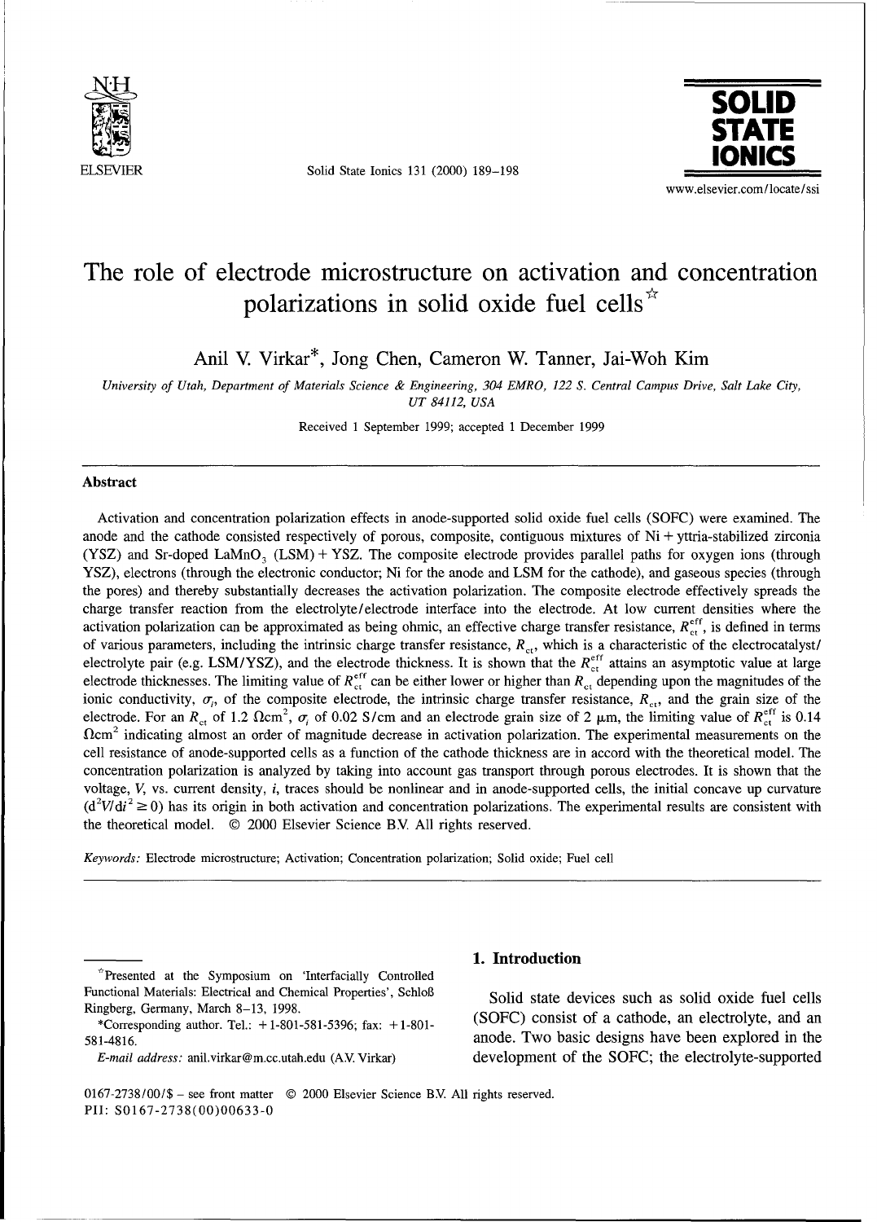# The role of electrode microstructure on activation and concentration polarizations in solid oxide fuel cells ☆

Anil V. Virkar*, Jong Chen, Cameron W. Tanner, Jai-Woh Kim

*University of Utah, Department of Materials Science & Engineering, 304 EMRO, 122 S. Central Campus Drive, Salt Lake City, UT 84112, USA*

Received 1 September 1999; accepted 1 December 1999

## Abstract

Activation and concentration polarization effects in anode-supported solid oxide fuel cells (SOFC) were examined. The anode and the cathode consisted respectively of porous, composite, contiguous mixtures of Ni + yttria-stabilized zirconia (YSZ) and Sr-doped $LaMnO_3$ (LSM) + YSZ. The composite electrode provides parallel paths for oxygen ions (through YSZ), electrons (through the electronic conductor; Ni for the anode and LSM for the cathode), and gaseous species (through the pores) and thereby substantially decreases the activation polarization. The composite electrode effectively spreads the charge transfer reaction from the electrolyte/electrode interface into the electrode. At low current densities where the activation polarization can be approximated as being ohmic, an effective charge transfer resistance, $R_{ct}^{eff}$, is defined in terms of various parameters, including the intrinsic charge transfer resistance, $R_{ct}$, which is a characteristic of the electrocatalyst/electrolyte pair (e.g. LSM/YSZ), and the electrode thickness. It is shown that the $R_{ct}^{eff}$ attains an asymptotic value at large electrode thicknesses. The limiting value of $R_{ct}^{eff}$ can be either lower or higher than $R_{ct}$ depending upon the magnitudes of the ionic conductivity, $\sigma_i$, of the composite electrode, the intrinsic charge transfer resistance, $R_{ct}$, and the grain size of the electrode. For an $R_{ct}$ of 1.2 $\Omega cm^2$, $\sigma_i$ of 0.02 S/cm and an electrode grain size of 2 μm, the limiting value of $R_{ct}^{eff}$ is 0.14 $\Omega cm^2$ indicating almost an order of magnitude decrease in activation polarization. The experimental measurements on the cell resistance of anode-supported cells as a function of the cathode thickness are in accord with the theoretical model. The concentration polarization is analyzed by taking into account gas transport through porous electrodes. It is shown that the voltage, $V$, vs. current density, $i$, traces should be nonlinear and in anode-supported cells, the initial concave up curvature ($d^2V/di^2 \geq 0$) has its origin in both activation and concentration polarizations. The experimental results are consistent with the theoretical model. © 2000 Elsevier Science B.V. All rights reserved.

*Keywords:* Electrode microstructure; Activation; Concentration polarization; Solid oxide; Fuel cell

## 1. Introduction

Solid state devices such as solid oxide fuel cells (SOFC) consist of a cathode, an electrolyte, and an anode. Two basic designs have been explored in the development of the SOFC; the electrolyte-supported

---

☆Presented at the Symposium on 'Interfacially Controlled Functional Materials: Electrical and Chemical Properties', Schloß Ringberg, Germany, March 8–13, 1998.

*Corresponding author. Tel.: +1-801-581-5396; fax: +1-801-581-4816.

*E-mail address:* anil.virkar@m.cc.utah.edu (A.V. Virkar)

0167-2738/00/$ – see front matter © 2000 Elsevier Science B.V. All rights reserved.
PII: S0167-2738(00)00633-0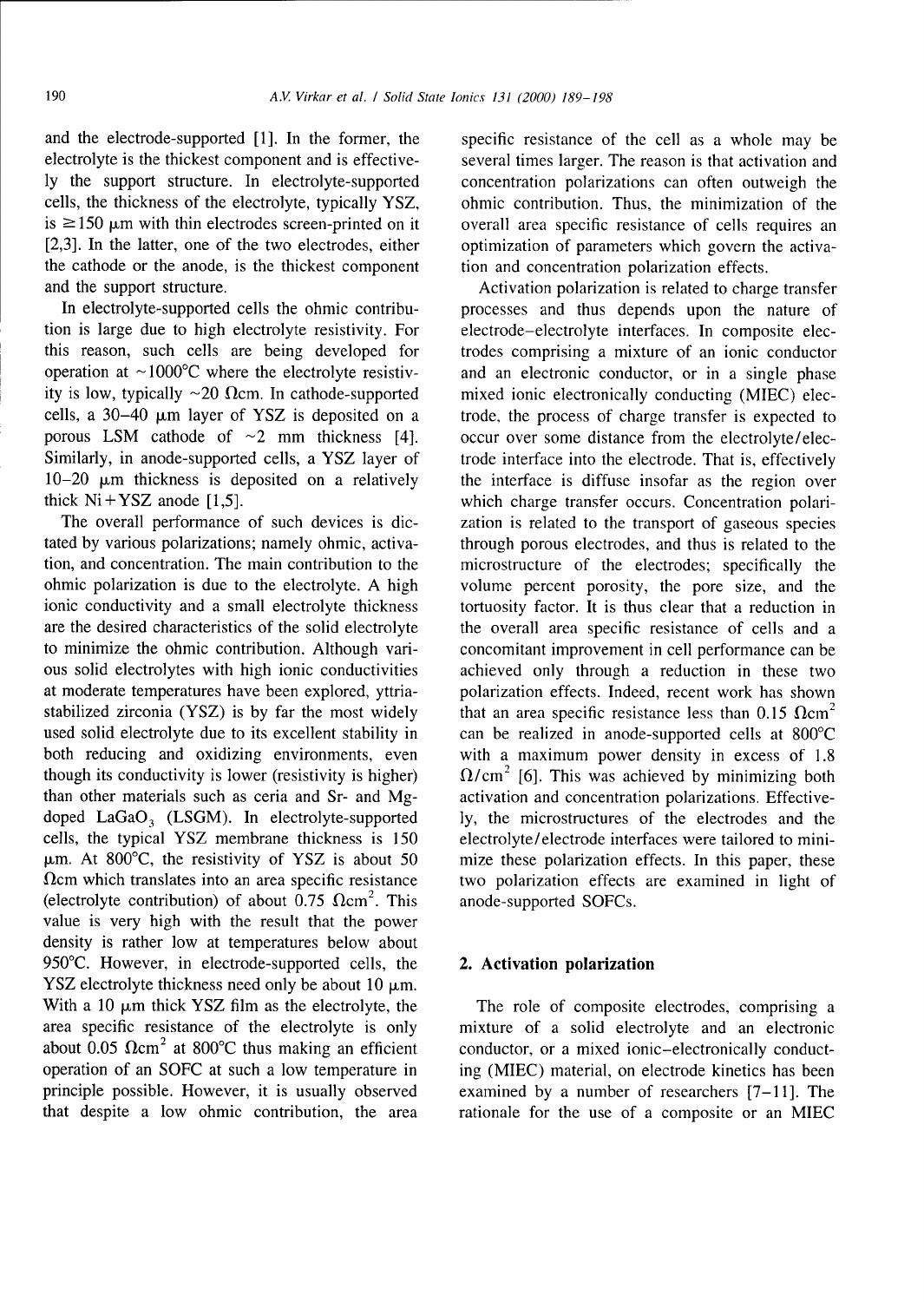and the electrode-supported [1]. In the former, the electrolyte is the thickest component and is effectively the support structure. In electrolyte-supported cells, the thickness of the electrolyte, typically YSZ, is ≥150 μm with thin electrodes screen-printed on it [2,3]. In the latter, one of the two electrodes, either the cathode or the anode, is the thickest component and the support structure.

In electrolyte-supported cells the ohmic contribution is large due to high electrolyte resistivity. For this reason, such cells are being developed for operation at ~1000°C where the electrolyte resistivity is low, typically ~20 Ωcm. In cathode-supported cells, a 30–40 μm layer of YSZ is deposited on a porous LSM cathode of ~2 mm thickness [4]. Similarly, in anode-supported cells, a YSZ layer of 10–20 μm thickness is deposited on a relatively thick Ni+YSZ anode [1,5].

The overall performance of such devices is dictated by various polarizations; namely ohmic, activation, and concentration. The main contribution to the ohmic polarization is due to the electrolyte. A high ionic conductivity and a small electrolyte thickness are the desired characteristics of the solid electrolyte to minimize the ohmic contribution. Although various solid electrolytes with high ionic conductivities at moderate temperatures have been explored, yttria-stabilized zirconia (YSZ) is by far the most widely used solid electrolyte due to its excellent stability in both reducing and oxidizing environments, even though its conductivity is lower (resistivity is higher) than other materials such as ceria and Sr- and Mg-doped $LaGaO_3$ (LSGM). In electrolyte-supported cells, the typical YSZ membrane thickness is 150 μm. At 800°C, the resistivity of YSZ is about 50 Ωcm which translates into an area specific resistance (electrolyte contribution) of about 0.75 $\Omega cm^2$. This value is very high with the result that the power density is rather low at temperatures below about 950°C. However, in electrode-supported cells, the YSZ electrolyte thickness need only be about 10 μm. With a 10 μm thick YSZ film as the electrolyte, the area specific resistance of the electrolyte is only about 0.05 $\Omega cm^2$ at 800°C thus making an efficient operation of an SOFC at such a low temperature in principle possible. However, it is usually observed that despite a low ohmic contribution, the area specific resistance of the cell as a whole may be several times larger. The reason is that activation and concentration polarizations can often outweigh the ohmic contribution. Thus, the minimization of the overall area specific resistance of cells requires an optimization of parameters which govern the activation and concentration polarization effects.

Activation polarization is related to charge transfer processes and thus depends upon the nature of electrode–electrolyte interfaces. In composite electrodes comprising a mixture of an ionic conductor and an electronic conductor, or in a single phase mixed ionic electronically conducting (MIEC) electrode, the process of charge transfer is expected to occur over some distance from the electrolyte/electrode interface into the electrode. That is, effectively the interface is diffuse insofar as the region over which charge transfer occurs. Concentration polarization is related to the transport of gaseous species through porous electrodes, and thus is related to the microstructure of the electrodes; specifically the volume percent porosity, the pore size, and the tortuosity factor. It is thus clear that a reduction in the overall area specific resistance of cells and a concomitant improvement in cell performance can be achieved only through a reduction in these two polarization effects. Indeed, recent work has shown that an area specific resistance less than 0.15 $\Omega cm^2$ can be realized in anode-supported cells at 800°C with a maximum power density in excess of 1.8 $\Omega/cm^2$ [6]. This was achieved by minimizing both activation and concentration polarizations. Effectively, the microstructures of the electrodes and the electrolyte/electrode interfaces were tailored to minimize these polarization effects. In this paper, these two polarization effects are examined in light of anode-supported SOFCs.

## 2. Activation polarization

The role of composite electrodes, comprising a mixture of a solid electrolyte and an electronic conductor, or a mixed ionic–electronically conducting (MIEC) material, on electrode kinetics has been examined by a number of researchers [7–11]. The rationale for the use of a composite or an MIEC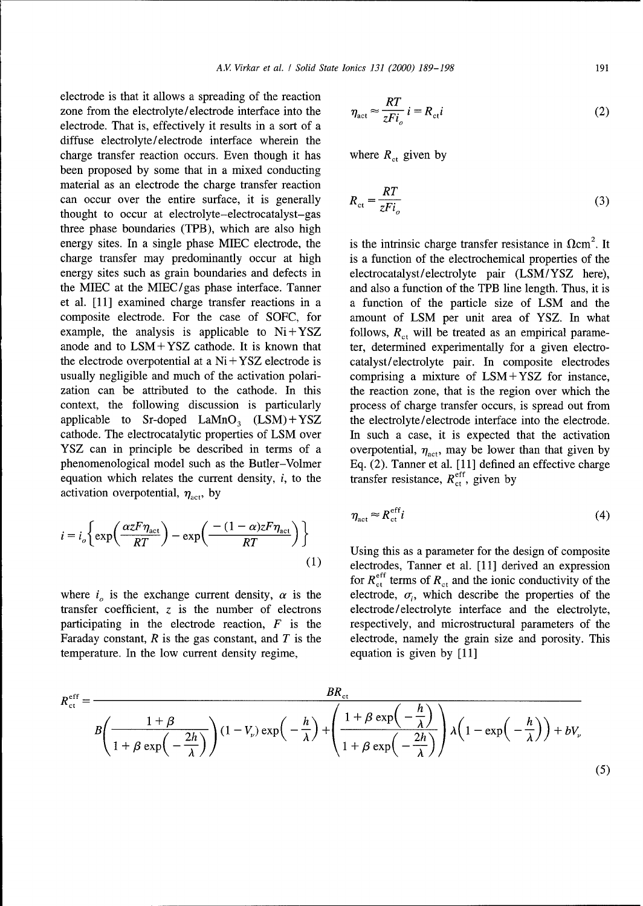electrode is that it allows a spreading of the reaction zone from the electrolyte/electrode interface into the electrode. That is, effectively it results in a sort of a diffuse electrolyte/electrode interface wherein the charge transfer reaction occurs. Even though it has been proposed by some that in a mixed conducting material as an electrode the charge transfer reaction can occur over the entire surface, it is generally thought to occur at electrolyte–electrocatalyst–gas three phase boundaries (TPB), which are also high energy sites. In a single phase MIEC electrode, the charge transfer may predominantly occur at high energy sites such as grain boundaries and defects in the MIEC at the MIEC/gas phase interface. Tanner et al. [11] examined charge transfer reactions in a composite electrode. For the case of SOFC, for example, the analysis is applicable to Ni+YSZ anode and to LSM+YSZ cathode. It is known that the electrode overpotential at a Ni+YSZ electrode is usually negligible and much of the activation polarization can be attributed to the cathode. In this context, the following discussion is particularly applicable to Sr-doped $LaMnO_3$ (LSM)+YSZ cathode. The electrocatalytic properties of LSM over YSZ can in principle be described in terms of a phenomenological model such as the Butler–Volmer equation which relates the current density, $i$, to the activation overpotential, $\eta_{act}$, by

$$i = i_o\left\{\exp\left(\frac{\alpha z F \eta_{act}}{RT}\right) - \exp\left(\frac{-(1-\alpha) z F \eta_{act}}{RT}\right)\right\} \tag{1}$$

where $i_o$ is the exchange current density, $\alpha$ is the transfer coefficient, $z$ is the number of electrons participating in the electrode reaction, $F$ is the Faraday constant, $R$ is the gas constant, and $T$ is the temperature. In the low current density regime,

$$\eta_{act} \approx \frac{RT}{zFi_o} i = R_{ct} i \tag{2}$$

where $R_{ct}$ given by

$$R_{ct} = \frac{RT}{zFi_o} \tag{3}$$

is the intrinsic charge transfer resistance in $\Omega cm^2$. It is a function of the electrochemical properties of the electrocatalyst/electrolyte pair (LSM/YSZ here), and also a function of the TPB line length. Thus, it is a function of the particle size of LSM and the amount of LSM per unit area of YSZ. In what follows, $R_{ct}$ will be treated as an empirical parameter, determined experimentally for a given electrocatalyst/electrolyte pair. In composite electrodes comprising a mixture of LSM+YSZ for instance, the reaction zone, that is the region over which the process of charge transfer occurs, is spread out from the electrolyte/electrode interface into the electrode. In such a case, it is expected that the activation overpotential, $\eta_{act}$, may be lower than that given by Eq. (2). Tanner et al. [11] defined an effective charge transfer resistance, $R_{ct}^{eff}$, given by

$$\eta_{act} \approx R_{ct}^{eff} i \tag{4}$$

Using this as a parameter for the design of composite electrodes, Tanner et al. [11] derived an expression for $R_{ct}^{eff}$ terms of $R_{ct}$ and the ionic conductivity of the electrode, $\sigma_i$, which describe the properties of the electrode/electrolyte interface and the electrolyte, respectively, and microstructural parameters of the electrode, namely the grain size and porosity. This equation is given by [11]

$$R_{ct}^{eff} = \frac{BR_{ct}}{B\left(\dfrac{1+\beta}{1+\beta\exp\left(-\frac{2h}{\lambda}\right)}\right)(1-V_\nu)\exp\left(-\frac{h}{\lambda}\right) + \left(\dfrac{1+\beta\exp\left(-\frac{h}{\lambda}\right)}{1+\beta\exp\left(-\frac{2h}{\lambda}\right)}\right)\lambda\left(1-\exp\left(-\frac{h}{\lambda}\right)\right) + bV_\nu} \tag{5}$$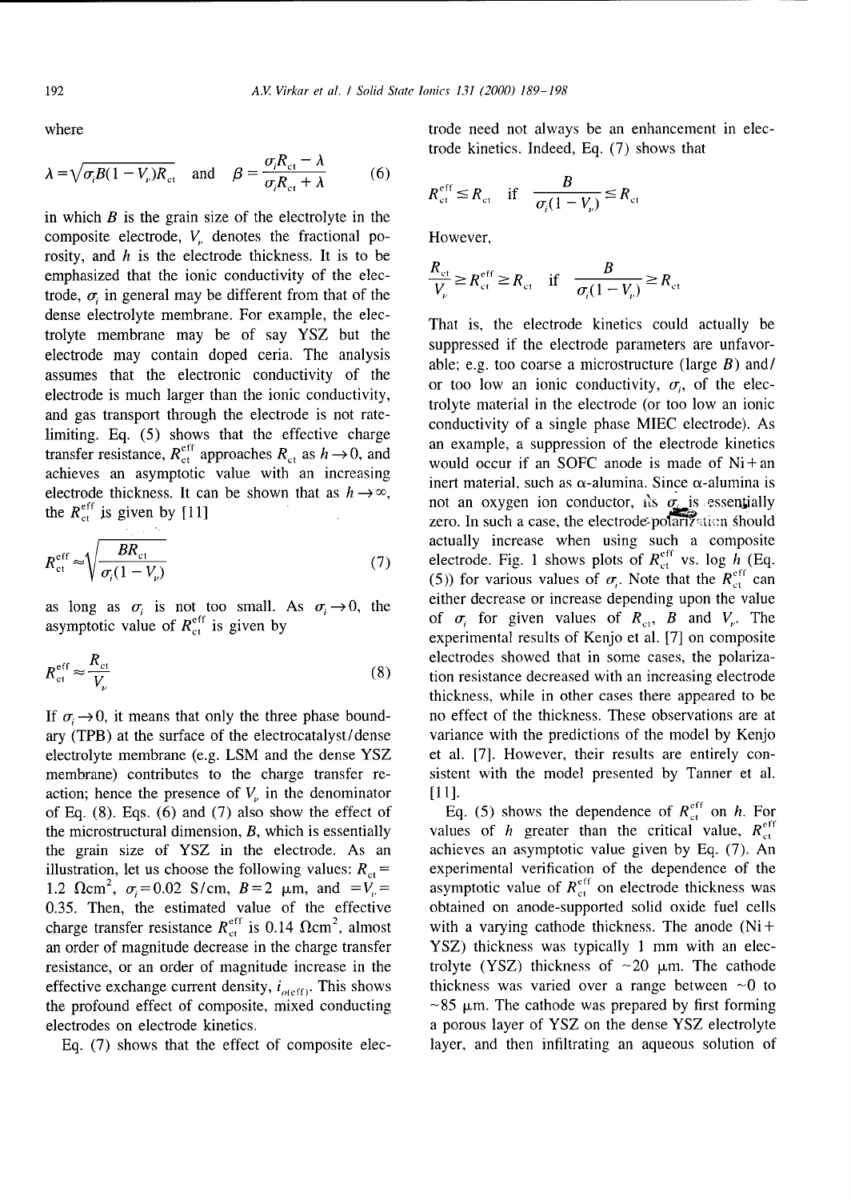where

$$\lambda = \sqrt{\sigma_i B(1 - V_v) R_{ct}} \quad \text{and} \quad \beta = \frac{\sigma_i R_{ct} - \lambda}{\sigma_i R_{ct} + \lambda} \tag{6}$$

in which $B$ is the grain size of the electrolyte in the composite electrode, $V_v$ denotes the fractional porosity, and $h$ is the electrode thickness. It is to be emphasized that the ionic conductivity of the electrode, $\sigma_i$ in general may be different from that of the dense electrolyte membrane. For example, the electrolyte membrane may be of say YSZ but the electrode may contain doped ceria. The analysis assumes that the electronic conductivity of the electrode is much larger than the ionic conductivity, and gas transport through the electrode is not rate-limiting. Eq. (5) shows that the effective charge transfer resistance, $R_{ct}^{eff}$ approaches $R_{ct}$ as $h \to 0$, and achieves an asymptotic value with an increasing electrode thickness. It can be shown that as $h \to \infty$, the $R_{ct}^{eff}$ is given by [11]

$$R_{ct}^{eff} \approx \sqrt{\frac{BR_{ct}}{\sigma_i(1 - V_v)}} \tag{7}$$

as long as $\sigma_i$ is not too small. As $\sigma_i \to 0$, the asymptotic value of $R_{ct}^{eff}$ is given by

$$R_{ct}^{eff} \approx \frac{R_{ct}}{V_v} \tag{8}$$

If $\sigma_i \to 0$, it means that only the three phase boundary (TPB) at the surface of the electrocatalyst/dense electrolyte membrane (e.g. LSM and the dense YSZ membrane) contributes to the charge transfer reaction; hence the presence of $V_v$ in the denominator of Eq. (8). Eqs. (6) and (7) also show the effect of the microstructural dimension, $B$, which is essentially the grain size of YSZ in the electrode. As an illustration, let us choose the following values: $R_{ct} = 1.2\ \Omega\text{cm}^2$, $\sigma_i = 0.02$ S/cm, $B = 2$ μm, and $= V_v = 0.35$. Then, the estimated value of the effective charge transfer resistance $R_{ct}^{eff}$ is 0.14 $\Omega\text{cm}^2$, almost an order of magnitude decrease in the charge transfer resistance, or an order of magnitude increase in the effective exchange current density, $i_{o(eff)}$. This shows the profound effect of composite, mixed conducting electrodes on electrode kinetics.

Eq. (7) shows that the effect of composite electrode need not always be an enhancement in electrode kinetics. Indeed, Eq. (7) shows that

$$R_{ct}^{eff} \leq R_{ct} \quad \text{if} \quad \frac{B}{\sigma_i(1 - V_v)} \leq R_{ct}$$

However,

$$\frac{R_{ct}}{V_v} \geq R_{ct}^{eff} \geq R_{ct} \quad \text{if} \quad \frac{B}{\sigma_i(1 - V_v)} \geq R_{ct}$$

That is, the electrode kinetics could actually be suppressed if the electrode parameters are unfavorable; e.g. too coarse a microstructure (large $B$) and/or too low an ionic conductivity, $\sigma_i$, of the electrolyte material in the electrode (or too low an ionic conductivity of a single phase MIEC electrode). As an example, a suppression of the electrode kinetics would occur if an SOFC anode is made of Ni + an inert material, such as α-alumina. Since α-alumina is not an oxygen ion conductor, its $\sigma_i$ is essentially zero. In such a case, the electrode polarization should actually increase when using such a composite electrode. Fig. 1 shows plots of $R_{ct}^{eff}$ vs. log $h$ (Eq. (5)) for various values of $\sigma_i$. Note that the $R_{ct}^{eff}$ can either decrease or increase depending upon the value of $\sigma_i$ for given values of $R_{ct}$, $B$ and $V_v$. The experimental results of Kenjo et al. [7] on composite electrodes showed that in some cases, the polarization resistance decreased with an increasing electrode thickness, while in other cases there appeared to be no effect of the thickness. These observations are at variance with the predictions of the model by Kenjo et al. [7]. However, their results are entirely consistent with the model presented by Tanner et al. [11].

Eq. (5) shows the dependence of $R_{ct}^{eff}$ on $h$. For values of $h$ greater than the critical value, $R_{ct}^{eff}$ achieves an asymptotic value given by Eq. (7). An experimental verification of the dependence of the asymptotic value of $R_{ct}^{eff}$ on electrode thickness was obtained on anode-supported solid oxide fuel cells with a varying cathode thickness. The anode (Ni + YSZ) thickness was typically 1 mm with an electrolyte (YSZ) thickness of ~20 μm. The cathode thickness was varied over a range between ~0 to ~85 μm. The cathode was prepared by first forming a porous layer of YSZ on the dense YSZ electrolyte layer, and then infiltrating an aqueous solution of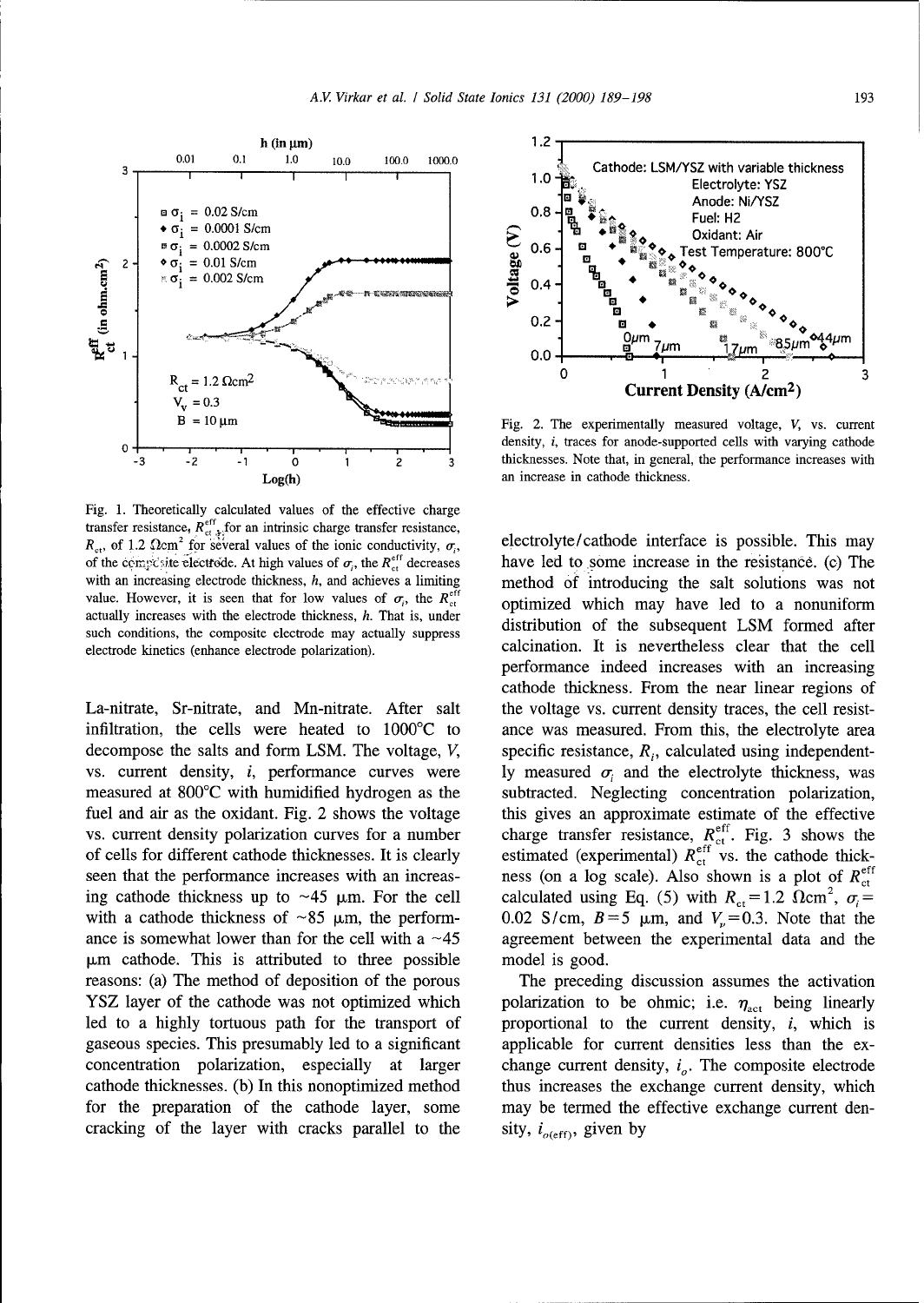Fig. 1. Theoretically calculated values of the effective charge transfer resistance, $R_{ct}^{eff}$, for an intrinsic charge transfer resistance, $R_{ct}$, of 1.2 $\Omega cm^2$ for several values of the ionic conductivity, $\sigma_i$, of the composite electrode. At high values of $\sigma_i$, the $R_{ct}^{eff}$ decreases with an increasing electrode thickness, $h$, and achieves a limiting value. However, it is seen that for low values of $\sigma_i$, the $R_{ct}^{eff}$ actually increases with the electrode thickness, $h$. That is, under such conditions, the composite electrode may actually suppress electrode kinetics (enhance electrode polarization).

La-nitrate, Sr-nitrate, and Mn-nitrate. After salt infiltration, the cells were heated to 1000°C to decompose the salts and form LSM. The voltage, $V$, vs. current density, $i$, performance curves were measured at 800°C with humidified hydrogen as the fuel and air as the oxidant. Fig. 2 shows the voltage vs. current density polarization curves for a number of cells for different cathode thicknesses. It is clearly seen that the performance increases with an increasing cathode thickness up to ~45 μm. For the cell with a cathode thickness of ~85 μm, the performance is somewhat lower than for the cell with a ~45 μm cathode. This is attributed to three possible reasons: (a) The method of deposition of the porous YSZ layer of the cathode was not optimized which led to a highly tortuous path for the transport of gaseous species. This presumably led to a significant concentration polarization, especially at larger cathode thicknesses. (b) In this nonoptimized method for the preparation of the cathode layer, some cracking of the layer with cracks parallel to the electrolyte/cathode interface is possible. This may have led to some increase in the resistance. (c) The method of introducing the salt solutions was not optimized which may have led to a nonuniform distribution of the subsequent LSM formed after calcination. It is nevertheless clear that the cell performance indeed increases with an increasing cathode thickness. From the near linear regions of the voltage vs. current density traces, the cell resistance was measured. From this, the electrolyte area specific resistance, $R_i$, calculated using independently measured $\sigma_i$ and the electrolyte thickness, was subtracted. Neglecting concentration polarization, this gives an approximate estimate of the effective charge transfer resistance, $R_{ct}^{eff}$. Fig. 3 shows the estimated (experimental) $R_{ct}^{eff}$ vs. the cathode thickness (on a log scale). Also shown is a plot of $R_{ct}^{eff}$ calculated using Eq. (5) with $R_{ct} = 1.2$ $\Omega cm^2$, $\sigma_i = 0.02$ S/cm, $B = 5$ μm, and $V_v = 0.3$. Note that the agreement between the experimental data and the model is good.

Fig. 2. The experimentally measured voltage, $V$, vs. current density, $i$, traces for anode-supported cells with varying cathode thicknesses. Note that, in general, the performance increases with an increase in cathode thickness.

The preceding discussion assumes the activation polarization to be ohmic; i.e. $\eta_{act}$ being linearly proportional to the current density, $i$, which is applicable for current densities less than the exchange current density, $i_o$. The composite electrode thus increases the exchange current density, which may be termed the effective exchange current density, $i_{o(eff)}$, given by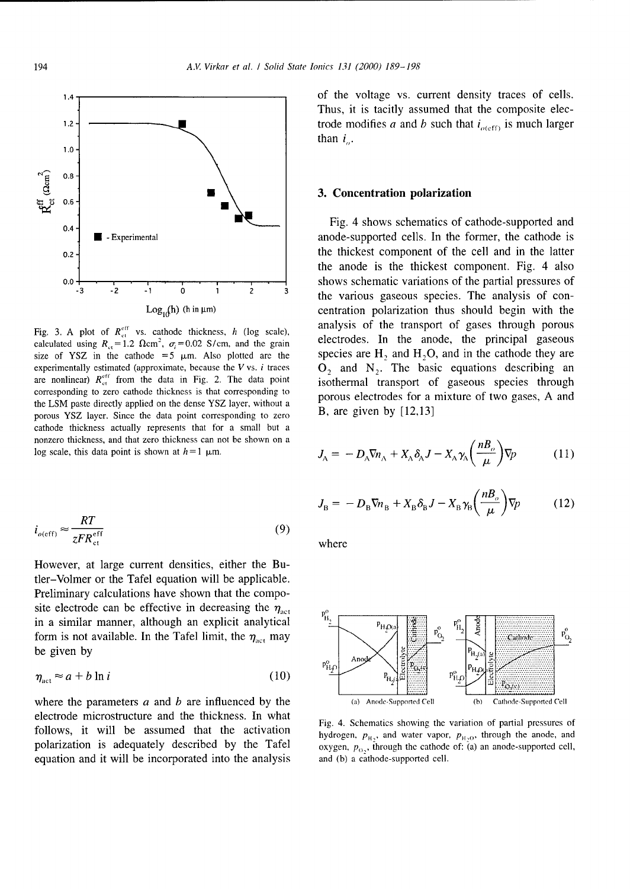Fig. 3. A plot of $R_{ct}^{eff}$ vs. cathode thickness, $h$ (log scale), calculated using $R_{ct} = 1.2\ \Omega cm^2$, $\sigma_i = 0.02$ S/cm, and the grain size of YSZ in the cathode $= 5\ \mu m$. Also plotted are the experimentally estimated (approximate, because the $V$ vs. $i$ traces are nonlinear) $R_{ct}^{eff}$ from the data in Fig. 2. The data point corresponding to zero cathode thickness is that corresponding to the LSM paste directly applied on the dense YSZ layer, without a porous YSZ layer. Since the data point corresponding to zero cathode thickness actually represents that for a small but a nonzero thickness, and that zero thickness can not be shown on a log scale, this data point is shown at $h = 1\ \mu m$.

$$i_{o(eff)} \approx \frac{RT}{zFR_{ct}^{eff}} \tag{9}$$

However, at large current densities, either the Butler–Volmer or the Tafel equation will be applicable. Preliminary calculations have shown that the composite electrode can be effective in decreasing the $\eta_{act}$ in a similar manner, although an explicit analytical form is not available. In the Tafel limit, the $\eta_{act}$ may be given by

$$\eta_{act} \approx a + b \ln i \tag{10}$$

where the parameters $a$ and $b$ are influenced by the electrode microstructure and the thickness. In what follows, it will be assumed that the activation polarization is adequately described by the Tafel equation and it will be incorporated into the analysis of the voltage vs. current density traces of cells. Thus, it is tacitly assumed that the composite electrode modifies $a$ and $b$ such that $i_{o(eff)}$ is much larger than $i_o$.

## 3. Concentration polarization

Fig. 4 shows schematics of cathode-supported and anode-supported cells. In the former, the cathode is the thickest component of the cell and in the latter the anode is the thickest component. Fig. 4 also shows schematic variations of the partial pressures of the various gaseous species. The analysis of concentration polarization thus should begin with the analysis of the transport of gases through porous electrodes. In the anode, the principal gaseous species are $H_2$ and $H_2O$, and in the cathode they are $O_2$ and $N_2$. The basic equations describing an isothermal transport of gaseous species through porous electrodes for a mixture of two gases, A and B, are given by [12,13]

$$J_A = -D_A \nabla n_A + X_A \delta_A J - X_A \gamma_A \left(\frac{nB_o}{\mu}\right) \nabla p \tag{11}$$

$$J_B = -D_B \nabla n_B + X_B \delta_B J - X_B \gamma_B \left(\frac{nB_o}{\mu}\right) \nabla p \tag{12}$$

where

Fig. 4. Schematics showing the variation of partial pressures of hydrogen, $p_{H_2}$, and water vapor, $p_{H_2O}$, through the anode, and oxygen, $p_{O_2}$, through the cathode of: (a) an anode-supported cell, and (b) a cathode-supported cell.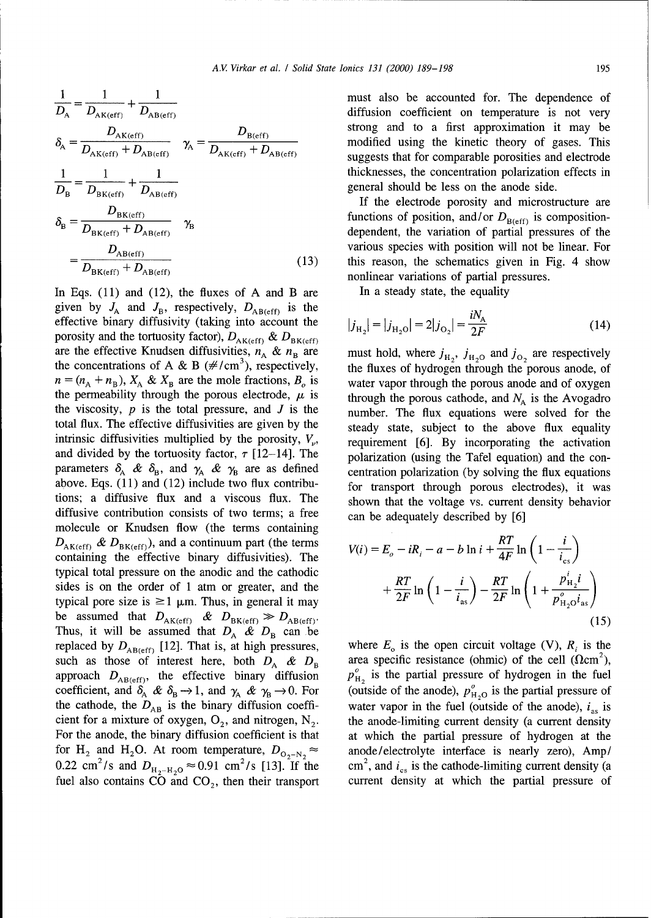$$
\frac{1}{D_A} = \frac{1}{D_{AK(eff)}} + \frac{1}{D_{AB(eff)}}
$$

$$
\delta_A = \frac{D_{AK(eff)}}{D_{AK(eff)} + D_{AB(eff)}} \quad \gamma_A = \frac{D_{B(eff)}}{D_{AK(eff)} + D_{AB(eff)}}
$$

$$
\frac{1}{D_B} = \frac{1}{D_{BK(eff)}} + \frac{1}{D_{AB(eff)}}
$$

$$
\delta_B = \frac{D_{BK(eff)}}{D_{BK(eff)} + D_{AB(eff)}} \quad \gamma_B = \frac{D_{AB(eff)}}{D_{BK(eff)} + D_{AB(eff)}} \tag{13}
$$

In Eqs. (11) and (12), the fluxes of A and B are given by $J_A$ and $J_B$, respectively, $D_{AB(eff)}$ is the effective binary diffusivity (taking into account the porosity and the tortuosity factor), $D_{AK(eff)}$ & $D_{BK(eff)}$ are the effective Knudsen diffusivities, $n_A$ & $n_B$ are the concentrations of A & B (#/cm$^3$), respectively, $n = (n_A + n_B)$, $X_A$ & $X_B$ are the mole fractions, $B_o$ is the permeability through the porous electrode, $\mu$ is the viscosity, $p$ is the total pressure, and $J$ is the total flux. The effective diffusivities are given by the intrinsic diffusivities multiplied by the porosity, $V_v$, and divided by the tortuosity factor, $\tau$ [12–14]. The parameters $\delta_A$ & $\delta_B$, and $\gamma_A$ & $\gamma_B$ are as defined above. Eqs. (11) and (12) include two flux contributions; a diffusive flux and a viscous flux. The diffusive contribution consists of two terms; a free molecule or Knudsen flow (the terms containing $D_{AK(eff)}$ & $D_{BK(eff)}$), and a continuum part (the terms containing the effective binary diffusivities). The typical total pressure on the anodic and the cathodic sides is on the order of 1 atm or greater, and the typical pore size is $\geq 1$ μm. Thus, in general it may be assumed that $D_{AK(eff)}$ & $D_{BK(eff)} \gg D_{AB(eff)}$. Thus, it will be assumed that $D_A$ & $D_B$ can be replaced by $D_{AB(eff)}$ [12]. That is, at high pressures, such as those of interest here, both $D_A$ & $D_B$ approach $D_{AB(eff)}$, the effective binary diffusion coefficient, and $\delta_A$ & $\delta_B \to 1$, and $\gamma_A$ & $\gamma_B \to 0$. For the cathode, the $D_{AB}$ is the binary diffusion coefficient for a mixture of oxygen, $O_2$, and nitrogen, $N_2$. For the anode, the binary diffusion coefficient is that for $H_2$ and $H_2O$. At room temperature, $D_{O_2-N_2} \approx 0.22$ cm$^2$/s and $D_{H_2-H_2O} \approx 0.91$ cm$^2$/s [13]. If the fuel also contains CO and $CO_2$, then their transport must also be accounted for. The dependence of diffusion coefficient on temperature is not very strong and to a first approximation it may be modified using the kinetic theory of gases. This suggests that for comparable porosities and electrode thicknesses, the concentration polarization effects in general should be less on the anode side.

If the electrode porosity and microstructure are functions of position, and/or $D_{B(eff)}$ is composition-dependent, the variation of partial pressures of the various species with position will not be linear. For this reason, the schematics given in Fig. 4 show nonlinear variations of partial pressures.

In a steady state, the equality

$$
|j_{H_2}| = |j_{H_2O}| = 2|j_{O_2}| = \frac{iN_A}{2F} \tag{14}
$$

must hold, where $j_{H_2}$, $j_{H_2O}$ and $j_{O_2}$ are respectively the fluxes of hydrogen through the porous anode, of water vapor through the porous anode and of oxygen through the porous cathode, and $N_A$ is the Avogadro number. The flux equations were solved for the steady state, subject to the above flux equality requirement [6]. By incorporating the activation polarization (using the Tafel equation) and the concentration polarization (by solving the flux equations for transport through porous electrodes), it was shown that the voltage vs. current density behavior can be adequately described by [6]

$$
V(i) = E_o - iR_i - a - b\ln i + \frac{RT}{4F}\ln\left(1 - \frac{i}{i_{cs}}\right) + \frac{RT}{2F}\ln\left(1 - \frac{i}{i_{as}}\right) - \frac{RT}{2F}\ln\left(1 + \frac{p^i_{H_2} i}{p^o_{H_2O} i_{as}}\right) \tag{15}
$$

where $E_o$ is the open circuit voltage (V), $R_i$ is the area specific resistance (ohmic) of the cell ($\Omega$cm$^2$), $p^o_{H_2}$ is the partial pressure of hydrogen in the fuel (outside of the anode), $p^o_{H_2O}$ is the partial pressure of water vapor in the fuel (outside of the anode), $i_{as}$ is the anode-limiting current density (a current density at which the partial pressure of hydrogen at the anode/electrolyte interface is nearly zero), Amp/cm$^2$, and $i_{cs}$ is the cathode-limiting current density (a current density at which the partial pressure of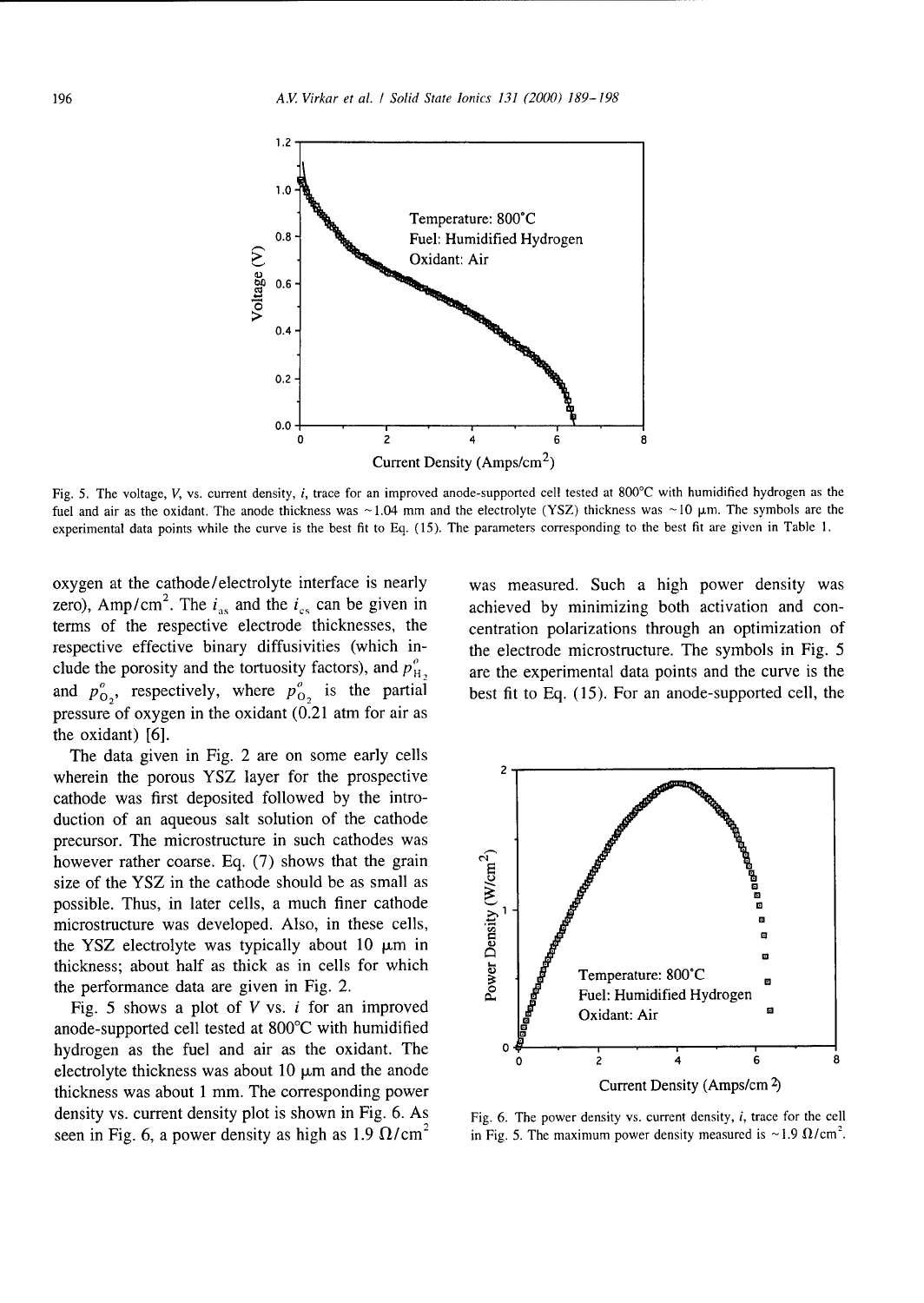Fig. 5. The voltage, $V$, vs. current density, $i$, trace for an improved anode-supported cell tested at 800°C with humidified hydrogen as the fuel and air as the oxidant. The anode thickness was ~1.04 mm and the electrolyte (YSZ) thickness was ~10 μm. The symbols are the experimental data points while the curve is the best fit to Eq. (15). The parameters corresponding to the best fit are given in Table 1.

oxygen at the cathode/electrolyte interface is nearly zero), Amp/cm$^2$. The $i_{as}$ and the $i_{cs}$ can be given in terms of the respective electrode thicknesses, the respective effective binary diffusivities (which include the porosity and the tortuosity factors), and $p^o_{H_2}$ and $p^o_{O_2}$, respectively, where $p^o_{O_2}$ is the partial pressure of oxygen in the oxidant (0.21 atm for air as the oxidant) [6].

The data given in Fig. 2 are on some early cells wherein the porous YSZ layer for the prospective cathode was first deposited followed by the introduction of an aqueous salt solution of the cathode precursor. The microstructure in such cathodes was however rather coarse. Eq. (7) shows that the grain size of the YSZ in the cathode should be as small as possible. Thus, in later cells, a much finer cathode microstructure was developed. Also, in these cells, the YSZ electrolyte was typically about 10 μm in thickness; about half as thick as in cells for which the performance data are given in Fig. 2.

Fig. 5 shows a plot of $V$ vs. $i$ for an improved anode-supported cell tested at 800°C with humidified hydrogen as the fuel and air as the oxidant. The electrolyte thickness was about 10 μm and the anode thickness was about 1 mm. The corresponding power density vs. current density plot is shown in Fig. 6. As seen in Fig. 6, a power density as high as 1.9 Ω/cm$^2$ was measured. Such a high power density was achieved by minimizing both activation and concentration polarizations through an optimization of the electrode microstructure. The symbols in Fig. 5 are the experimental data points and the curve is the best fit to Eq. (15). For an anode-supported cell, the

Fig. 6. The power density vs. current density, $i$, trace for the cell in Fig. 5. The maximum power density measured is ~1.9 Ω/cm$^2$.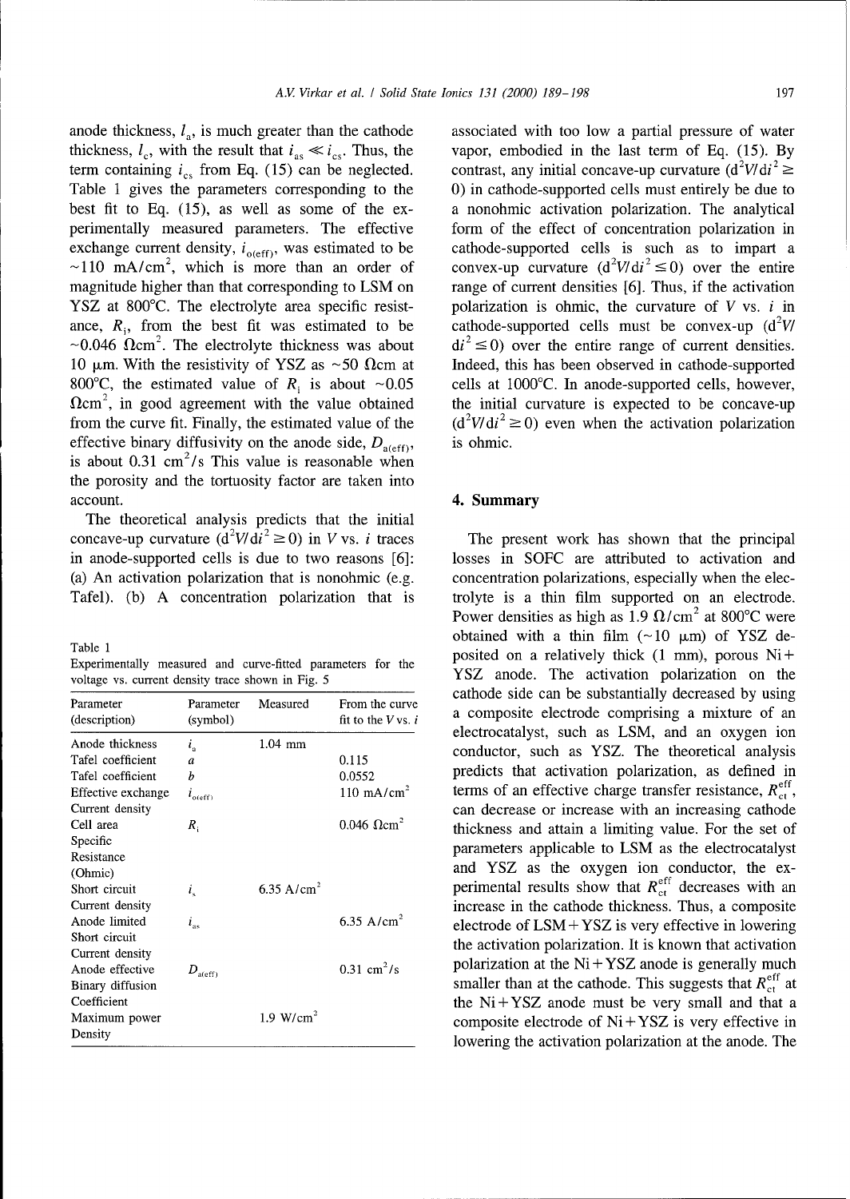anode thickness, $l_a$, is much greater than the cathode thickness, $l_c$, with the result that $i_{as} \ll i_{cs}$. Thus, the term containing $i_{cs}$ from Eq. (15) can be neglected. Table 1 gives the parameters corresponding to the best fit to Eq. (15), as well as some of the experimentally measured parameters. The effective exchange current density, $i_{o(eff)}$, was estimated to be ~110 mA/cm$^2$, which is more than an order of magnitude higher than that corresponding to LSM on YSZ at 800°C. The electrolyte area specific resistance, $R_i$, from the best fit was estimated to be ~0.046 Ωcm$^2$. The electrolyte thickness was about 10 μm. With the resistivity of YSZ as ~50 Ωcm at 800°C, the estimated value of $R_i$ is about ~0.05 Ωcm$^2$, in good agreement with the value obtained from the curve fit. Finally, the estimated value of the effective binary diffusivity on the anode side, $D_{a(eff)}$, is about 0.31 cm$^2$/s This value is reasonable when the porosity and the tortuosity factor are taken into account.

The theoretical analysis predicts that the initial concave-up curvature ($d^2V/di^2 \geq 0$) in $V$ vs. $i$ traces in anode-supported cells is due to two reasons [6]: (a) An activation polarization that is nonohmic (e.g. Tafel). (b) A concentration polarization that is associated with too low a partial pressure of water vapor, embodied in the last term of Eq. (15). By contrast, any initial concave-up curvature ($d^2V/di^2 \geq 0$) in cathode-supported cells must entirely be due to a nonohmic activation polarization. The analytical form of the effect of concentration polarization in cathode-supported cells is such as to impart a convex-up curvature ($d^2V/di^2 \leq 0$) over the entire range of current densities [6]. Thus, if the activation polarization is ohmic, the curvature of $V$ vs. $i$ in cathode-supported cells must be convex-up ($d^2V/di^2 \leq 0$) over the entire range of current densities. Indeed, this has been observed in cathode-supported cells at 1000°C. In anode-supported cells, however, the initial curvature is expected to be concave-up ($d^2V/di^2 \geq 0$) even when the activation polarization is ohmic.

Table 1
Experimentally measured and curve-fitted parameters for the voltage vs. current density trace shown in Fig. 5

| Parameter (description) | Parameter (symbol) | Measured | From the curve fit to the $V$ vs. $i$ |
|---|---|---|---|
| Anode thickness | $l_a$ | 1.04 mm | |
| Tafel coefficient | $a$ | | 0.115 |
| Tafel coefficient | $b$ | | 0.0552 |
| Effective exchange Current density | $i_{o(eff)}$ | | 110 mA/cm$^2$ |
| Cell area Specific Resistance (Ohmic) | $R_i$ | | 0.046 Ωcm$^2$ |
| Short circuit Current density | $i_s$ | 6.35 A/cm$^2$ | |
| Anode limited Short circuit Current density | $i_{as}$ | | 6.35 A/cm$^2$ |
| Anode effective Binary diffusion Coefficient | $D_{a(eff)}$ | | 0.31 cm$^2$/s |
| Maximum power Density | | 1.9 W/cm$^2$ | |

## 4. Summary

The present work has shown that the principal losses in SOFC are attributed to activation and concentration polarizations, especially when the electrolyte is a thin film supported on an electrode. Power densities as high as 1.9 Ω/cm$^2$ at 800°C were obtained with a thin film (~10 μm) of YSZ deposited on a relatively thick (1 mm), porous Ni + YSZ anode. The activation polarization on the cathode side can be substantially decreased by using a composite electrode comprising a mixture of an electrocatalyst, such as LSM, and an oxygen ion conductor, such as YSZ. The theoretical analysis predicts that activation polarization, as defined in terms of an effective charge transfer resistance, $R_{ct}^{eff}$, can decrease or increase with an increasing cathode thickness and attain a limiting value. For the set of parameters applicable to LSM as the electrocatalyst and YSZ as the oxygen ion conductor, the experimental results show that $R_{ct}^{eff}$ decreases with an increase in the cathode thickness. Thus, a composite electrode of LSM + YSZ is very effective in lowering the activation polarization. It is known that activation polarization at the Ni + YSZ anode is generally much smaller than at the cathode. This suggests that $R_{ct}^{eff}$ at the Ni + YSZ anode must be very small and that a composite electrode of Ni + YSZ is very effective in lowering the activation polarization at the anode. The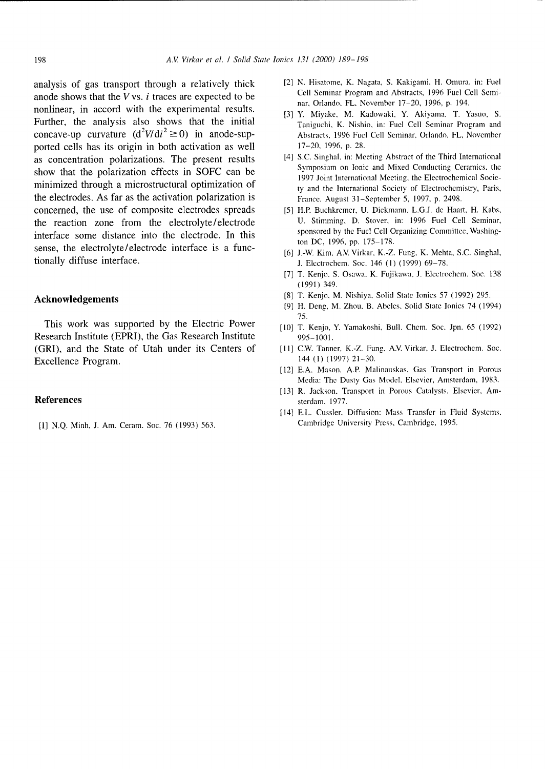analysis of gas transport through a relatively thick anode shows that the $V$ vs. $i$ traces are expected to be nonlinear, in accord with the experimental results. Further, the analysis also shows that the initial concave-up curvature ($d^2V/di^2 \geq 0$) in anode-supported cells has its origin in both activation as well as concentration polarizations. The present results show that the polarization effects in SOFC can be minimized through a microstructural optimization of the electrodes. As far as the activation polarization is concerned, the use of composite electrodes spreads the reaction zone from the electrolyte/electrode interface some distance into the electrode. In this sense, the electrolyte/electrode interface is a functionally diffuse interface.

## Acknowledgements

This work was supported by the Electric Power Research Institute (EPRI), the Gas Research Institute (GRI), and the State of Utah under its Centers of Excellence Program.

## References

[1] N.Q. Minh, J. Am. Ceram. Soc. 76 (1993) 563.

[2] N. Hisatome, K. Nagata, S. Kakigami, H. Omura, in: Fuel Cell Seminar Program and Abstracts, 1996 Fuel Cell Seminar, Orlando, FL, November 17–20, 1996, p. 194.

[3] Y. Miyake, M. Kadowaki, Y. Akiyama, T. Yasuo, S. Taniguchi, K. Nishio, in: Fuel Cell Seminar Program and Abstracts, 1996 Fuel Cell Seminar, Orlando, FL, November 17–20, 1996, p. 28.

[4] S.C. Singhal, in: Meeting Abstract of the Third International Symposium on Ionic and Mixed Conducting Ceramics, the 1997 Joint International Meeting, the Electrochemical Society and the International Society of Electrochemistry, Paris, France, August 31–September 5, 1997, p. 2498.

[5] H.P. Buchkremer, U. Diekmann, L.G.J. de Haart, H. Kabs, U. Stimming, D. Stover, in: 1996 Fuel Cell Seminar, sponsored by the Fuel Cell Organizing Committee, Washington DC, 1996, pp. 175–178.

[6] J.-W. Kim, A.V. Virkar, K.-Z. Fung, K. Mehta, S.C. Singhal, J. Electrochem. Soc. 146 (1) (1999) 69–78.

[7] T. Kenjo, S. Osawa, K. Fujikawa, J. Electrochem. Soc. 138 (1991) 349.

[8] T. Kenjo, M. Nishiya, Solid State Ionics 57 (1992) 295.

[9] H. Deng, M. Zhou, B. Abeles, Solid State Ionics 74 (1994) 75.

[10] T. Kenjo, Y. Yamakoshi, Bull. Chem. Soc. Jpn. 65 (1992) 995–1001.

[11] C.W. Tanner, K.-Z. Fung, A.V. Virkar, J. Electrochem. Soc. 144 (1) (1997) 21–30.

[12] E.A. Mason, A.P. Malinauskas, Gas Transport in Porous Media: The Dusty Gas Model, Elsevier, Amsterdam, 1983.

[13] R. Jackson, Transport in Porous Catalysts, Elsevier, Amsterdam, 1977.

[14] E.L. Cussler, Diffusion: Mass Transfer in Fluid Systems, Cambridge University Press, Cambridge, 1995.